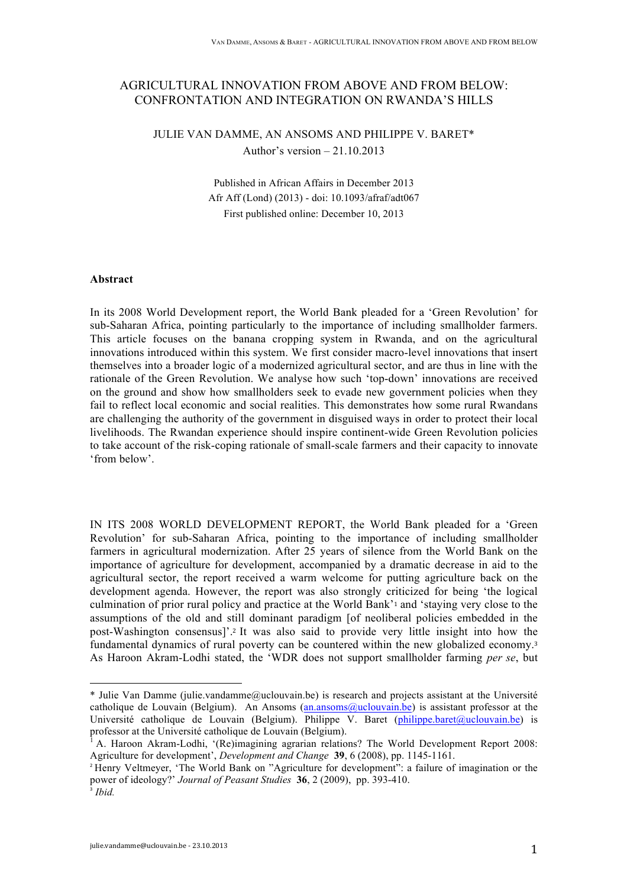# AGRICULTURAL INNOVATION FROM ABOVE AND FROM BELOW: CONFRONTATION AND INTEGRATION ON RWANDA'S HILLS

JULIE VAN DAMME, AN ANSOMS AND PHILIPPE V. BARET*

Author's version – 21.10.2013

Published in African Affairs in December 2013
Afr Aff (Lond) (2013) - doi: 10.1093/afraf/adt067
First published online: December 10, 2013

**Abstract**

In its 2008 World Development report, the World Bank pleaded for a 'Green Revolution' for sub-Saharan Africa, pointing particularly to the importance of including smallholder farmers. This article focuses on the banana cropping system in Rwanda, and on the agricultural innovations introduced within this system. We first consider macro-level innovations that insert themselves into a broader logic of a modernized agricultural sector, and are thus in line with the rationale of the Green Revolution. We analyse how such 'top-down' innovations are received on the ground and show how smallholders seek to evade new government policies when they fail to reflect local economic and social realities. This demonstrates how some rural Rwandans are challenging the authority of the government in disguised ways in order to protect their local livelihoods. The Rwandan experience should inspire continent-wide Green Revolution policies to take account of the risk-coping rationale of small-scale farmers and their capacity to innovate 'from below'.

IN ITS 2008 WORLD DEVELOPMENT REPORT, the World Bank pleaded for a 'Green Revolution' for sub-Saharan Africa, pointing to the importance of including smallholder farmers in agricultural modernization. After 25 years of silence from the World Bank on the importance of agriculture for development, accompanied by a dramatic decrease in aid to the agricultural sector, the report received a warm welcome for putting agriculture back on the development agenda. However, the report was also strongly criticized for being 'the logical culmination of prior rural policy and practice at the World Bank'[1] and 'staying very close to the assumptions of the old and still dominant paradigm [of neoliberal policies embedded in the post-Washington consensus]'.[2] It was also said to provide very little insight into how the fundamental dynamics of rural poverty can be countered within the new globalized economy.[3] As Haroon Akram-Lodhi stated, the 'WDR does not support smallholder farming *per se*, but

---

\* Julie Van Damme (julie.vandamme@uclouvain.be) is research and projects assistant at the Université catholique de Louvain (Belgium). An Ansoms (an.ansoms@uclouvain.be) is assistant professor at the Université catholique de Louvain (Belgium). Philippe V. Baret (philippe.baret@uclouvain.be) is professor at the Université catholique de Louvain (Belgium).

[1] A. Haroon Akram-Lodhi, '(Re)imagining agrarian relations? The World Development Report 2008: Agriculture for development', *Development and Change* **39**, 6 (2008), pp. 1145-1161.

[2] Henry Veltmeyer, 'The World Bank on "Agriculture for development": a failure of imagination or the power of ideology?' *Journal of Peasant Studies* **36**, 2 (2009), pp. 393-410.

[3] *Ibid.*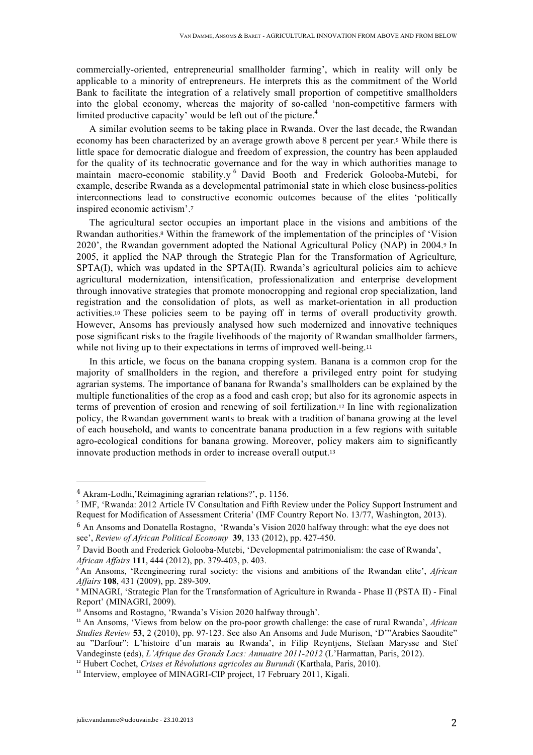commercially-oriented, entrepreneurial smallholder farming', which in reality will only be applicable to a minority of entrepreneurs. He interprets this as the commitment of the World Bank to facilitate the integration of a relatively small proportion of competitive smallholders into the global economy, whereas the majority of so-called 'non-competitive farmers with limited productive capacity' would be left out of the picture.[4]

A similar evolution seems to be taking place in Rwanda. Over the last decade, the Rwandan economy has been characterized by an average growth above 8 percent per year.[5] While there is little space for democratic dialogue and freedom of expression, the country has been applauded for the quality of its technocratic governance and for the way in which authorities manage to maintain macro-economic stability.y [6] David Booth and Frederick Golooba-Mutebi, for example, describe Rwanda as a developmental patrimonial state in which close business-politics interconnections lead to constructive economic outcomes because of the elites 'politically inspired economic activism'.[7]

The agricultural sector occupies an important place in the visions and ambitions of the Rwandan authorities.[8] Within the framework of the implementation of the principles of 'Vision 2020', the Rwandan government adopted the National Agricultural Policy (NAP) in 2004.[9] In 2005, it applied the NAP through the Strategic Plan for the Transformation of Agriculture*,* SPTA(I), which was updated in the SPTA(II). Rwanda's agricultural policies aim to achieve agricultural modernization, intensification, professionalization and enterprise development through innovative strategies that promote monocropping and regional crop specialization, land registration and the consolidation of plots, as well as market-orientation in all production activities.[10] These policies seem to be paying off in terms of overall productivity growth. However, Ansoms has previously analysed how such modernized and innovative techniques pose significant risks to the fragile livelihoods of the majority of Rwandan smallholder farmers, while not living up to their expectations in terms of improved well-being.[11]

In this article, we focus on the banana cropping system. Banana is a common crop for the majority of smallholders in the region, and therefore a privileged entry point for studying agrarian systems. The importance of banana for Rwanda's smallholders can be explained by the multiple functionalities of the crop as a food and cash crop; but also for its agronomic aspects in terms of prevention of erosion and renewing of soil fertilization.[12] In line with regionalization policy, the Rwandan government wants to break with a tradition of banana growing at the level of each household, and wants to concentrate banana production in a few regions with suitable agro-ecological conditions for banana growing. Moreover, policy makers aim to significantly innovate production methods in order to increase overall output.[13]

---

[4] Akram-Lodhi,'Reimagining agrarian relations?', p. 1156.

[5] IMF, 'Rwanda: 2012 Article IV Consultation and Fifth Review under the Policy Support Instrument and Request for Modification of Assessment Criteria' (IMF Country Report No. 13/77, Washington, 2013).

[6] An Ansoms and Donatella Rostagno, 'Rwanda's Vision 2020 halfway through: what the eye does not see', *Review of African Political Economy* **39**, 133 (2012), pp. 427-450.

[7] David Booth and Frederick Golooba-Mutebi, 'Developmental patrimonialism: the case of Rwanda', *African Affairs* **111**, 444 (2012), pp. 379-403, p. 403.

[8] An Ansoms, 'Reengineering rural society: the visions and ambitions of the Rwandan elite', *African Affairs* **108**, 431 (2009), pp. 289-309.

[9] MINAGRI, 'Strategic Plan for the Transformation of Agriculture in Rwanda - Phase II (PSTA II) - Final Report' (MINAGRI, 2009).

[10] Ansoms and Rostagno, 'Rwanda's Vision 2020 halfway through'.

[11] An Ansoms, 'Views from below on the pro-poor growth challenge: the case of rural Rwanda', *African Studies Review* **53**, 2 (2010), pp. 97-123. See also An Ansoms and Jude Murison, 'D'"Arabies Saoudite" au "Darfour": L'histoire d'un marais au Rwanda', in Filip Reyntjens, Stefaan Marysse and Stef Vandeginste (eds), *L'Afrique des Grands Lacs: Annuaire 2011-2012* (L'Harmattan, Paris, 2012).

[12] Hubert Cochet, *Crises et Révolutions agricoles au Burundi* (Karthala, Paris, 2010).

[13] Interview, employee of MINAGRI-CIP project, 17 February 2011, Kigali.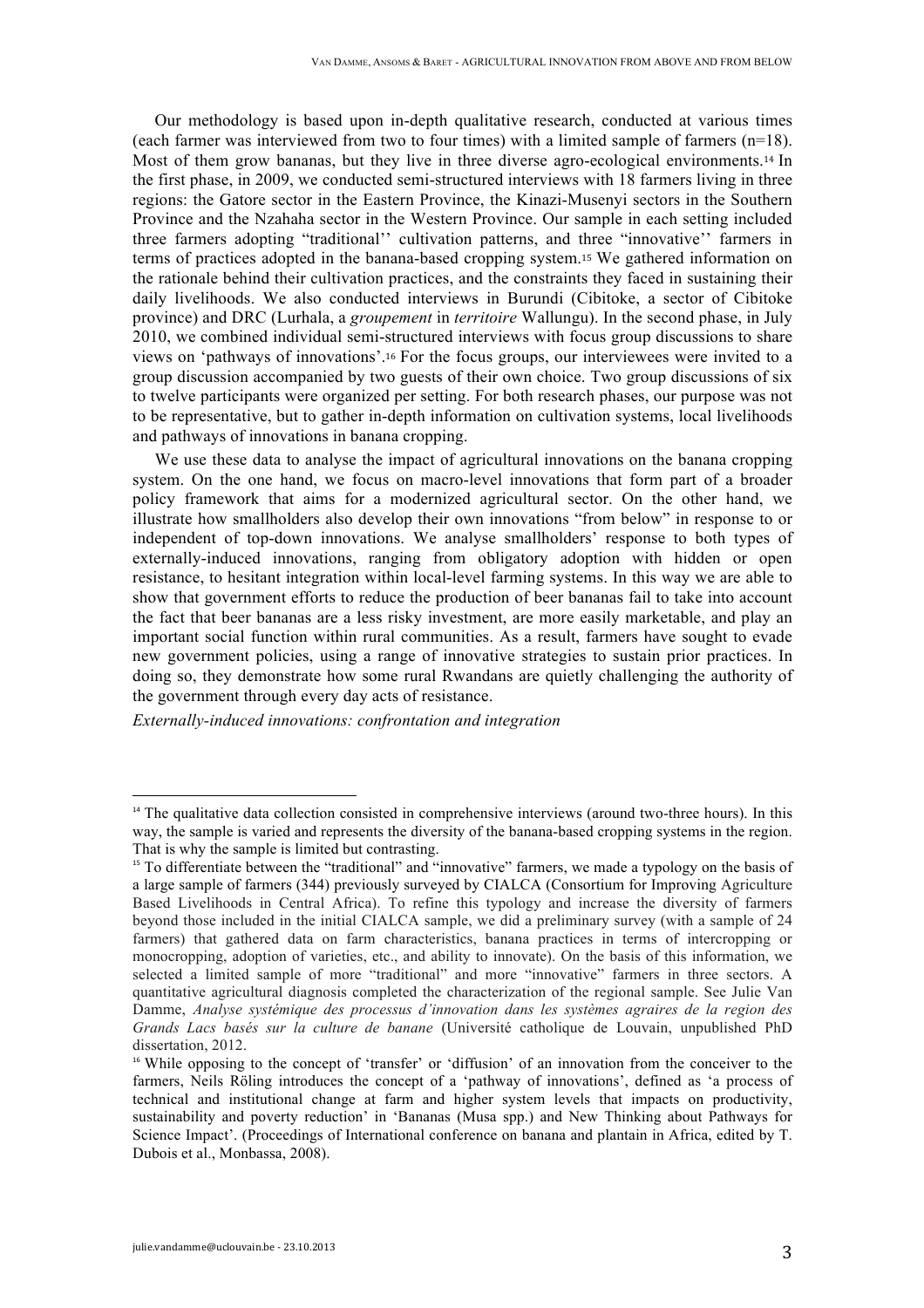Our methodology is based upon in-depth qualitative research, conducted at various times (each farmer was interviewed from two to four times) with a limited sample of farmers (n=18). Most of them grow bananas, but they live in three diverse agro-ecological environments.[14] In the first phase, in 2009, we conducted semi-structured interviews with 18 farmers living in three regions: the Gatore sector in the Eastern Province, the Kinazi-Musenyi sectors in the Southern Province and the Nzahaha sector in the Western Province. Our sample in each setting included three farmers adopting "traditional'' cultivation patterns, and three "innovative'' farmers in terms of practices adopted in the banana-based cropping system.[15] We gathered information on the rationale behind their cultivation practices, and the constraints they faced in sustaining their daily livelihoods. We also conducted interviews in Burundi (Cibitoke, a sector of Cibitoke province) and DRC (Lurhala, a *groupement* in *territoire* Wallungu). In the second phase, in July 2010, we combined individual semi-structured interviews with focus group discussions to share views on 'pathways of innovations'.[16] For the focus groups, our interviewees were invited to a group discussion accompanied by two guests of their own choice. Two group discussions of six to twelve participants were organized per setting. For both research phases, our purpose was not to be representative, but to gather in-depth information on cultivation systems, local livelihoods and pathways of innovations in banana cropping.

We use these data to analyse the impact of agricultural innovations on the banana cropping system. On the one hand, we focus on macro-level innovations that form part of a broader policy framework that aims for a modernized agricultural sector. On the other hand, we illustrate how smallholders also develop their own innovations "from below" in response to or independent of top-down innovations. We analyse smallholders' response to both types of externally-induced innovations, ranging from obligatory adoption with hidden or open resistance, to hesitant integration within local-level farming systems. In this way we are able to show that government efforts to reduce the production of beer bananas fail to take into account the fact that beer bananas are a less risky investment, are more easily marketable, and play an important social function within rural communities. As a result, farmers have sought to evade new government policies, using a range of innovative strategies to sustain prior practices. In doing so, they demonstrate how some rural Rwandans are quietly challenging the authority of the government through every day acts of resistance.

*Externally-induced innovations: confrontation and integration*

---

[14] The qualitative data collection consisted in comprehensive interviews (around two-three hours). In this way, the sample is varied and represents the diversity of the banana-based cropping systems in the region. That is why the sample is limited but contrasting.

[15] To differentiate between the "traditional" and "innovative" farmers, we made a typology on the basis of a large sample of farmers (344) previously surveyed by CIALCA (Consortium for Improving Agriculture Based Livelihoods in Central Africa). To refine this typology and increase the diversity of farmers beyond those included in the initial CIALCA sample, we did a preliminary survey (with a sample of 24 farmers) that gathered data on farm characteristics, banana practices in terms of intercropping or monocropping, adoption of varieties, etc., and ability to innovate). On the basis of this information, we selected a limited sample of more "traditional" and more "innovative" farmers in three sectors. A quantitative agricultural diagnosis completed the characterization of the regional sample. See Julie Van Damme, *Analyse systémique des processus d'innovation dans les systèmes agraires de la region des Grands Lacs basés sur la culture de banane* (Université catholique de Louvain, unpublished PhD dissertation, 2012.

[16] While opposing to the concept of 'transfer' or 'diffusion' of an innovation from the conceiver to the farmers, Neils Röling introduces the concept of a 'pathway of innovations', defined as 'a process of technical and institutional change at farm and higher system levels that impacts on productivity, sustainability and poverty reduction' in 'Bananas (Musa spp.) and New Thinking about Pathways for Science Impact'. (Proceedings of International conference on banana and plantain in Africa, edited by T. Dubois et al., Monbassa, 2008).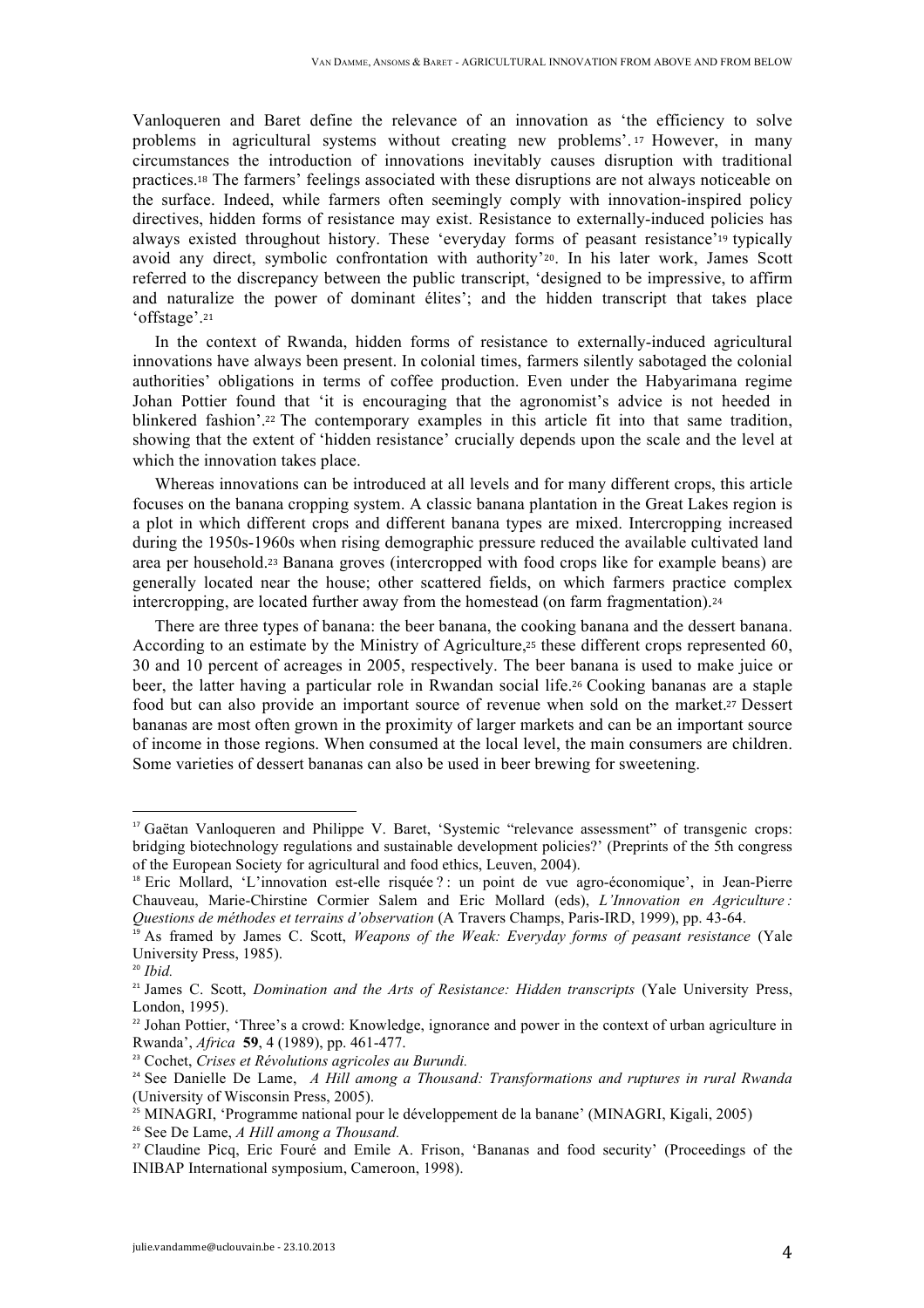Vanloqueren and Baret define the relevance of an innovation as 'the efficiency to solve problems in agricultural systems without creating new problems'.[17] However, in many circumstances the introduction of innovations inevitably causes disruption with traditional practices.[18] The farmers' feelings associated with these disruptions are not always noticeable on the surface. Indeed, while farmers often seemingly comply with innovation-inspired policy directives, hidden forms of resistance may exist. Resistance to externally-induced policies has always existed throughout history. These 'everyday forms of peasant resistance'[19] typically avoid any direct, symbolic confrontation with authority'[20]. In his later work, James Scott referred to the discrepancy between the public transcript, 'designed to be impressive, to affirm and naturalize the power of dominant élites'; and the hidden transcript that takes place 'offstage'.[21]

In the context of Rwanda, hidden forms of resistance to externally-induced agricultural innovations have always been present. In colonial times, farmers silently sabotaged the colonial authorities' obligations in terms of coffee production. Even under the Habyarimana regime Johan Pottier found that 'it is encouraging that the agronomist's advice is not heeded in blinkered fashion'.[22] The contemporary examples in this article fit into that same tradition, showing that the extent of 'hidden resistance' crucially depends upon the scale and the level at which the innovation takes place.

Whereas innovations can be introduced at all levels and for many different crops, this article focuses on the banana cropping system. A classic banana plantation in the Great Lakes region is a plot in which different crops and different banana types are mixed. Intercropping increased during the 1950s-1960s when rising demographic pressure reduced the available cultivated land area per household.[23] Banana groves (intercropped with food crops like for example beans) are generally located near the house; other scattered fields, on which farmers practice complex intercropping, are located further away from the homestead (on farm fragmentation).[24]

There are three types of banana: the beer banana, the cooking banana and the dessert banana. According to an estimate by the Ministry of Agriculture,[25] these different crops represented 60, 30 and 10 percent of acreages in 2005, respectively. The beer banana is used to make juice or beer, the latter having a particular role in Rwandan social life.[26] Cooking bananas are a staple food but can also provide an important source of revenue when sold on the market.[27] Dessert bananas are most often grown in the proximity of larger markets and can be an important source of income in those regions. When consumed at the local level, the main consumers are children. Some varieties of dessert bananas can also be used in beer brewing for sweetening.

---

[17] Gaëtan Vanloqueren and Philippe V. Baret, 'Systemic "relevance assessment" of transgenic crops: bridging biotechnology regulations and sustainable development policies?' (Preprints of the 5th congress of the European Society for agricultural and food ethics, Leuven, 2004).

[18] Eric Mollard, 'L'innovation est-elle risquée ? : un point de vue agro-économique', in Jean-Pierre Chauveau, Marie-Chirstine Cormier Salem and Eric Mollard (eds), *L'Innovation en Agriculture : Questions de méthodes et terrains d'observation* (A Travers Champs, Paris-IRD, 1999), pp. 43-64.

[19] As framed by James C. Scott, *Weapons of the Weak: Everyday forms of peasant resistance* (Yale University Press, 1985).

[20] *Ibid.*

[21] James C. Scott, *Domination and the Arts of Resistance: Hidden transcripts* (Yale University Press, London, 1995).

[22] Johan Pottier, 'Three's a crowd: Knowledge, ignorance and power in the context of urban agriculture in Rwanda', *Africa* **59**, 4 (1989), pp. 461-477.

[23] Cochet, *Crises et Révolutions agricoles au Burundi.*

[24] See Danielle De Lame, *A Hill among a Thousand: Transformations and ruptures in rural Rwanda* (University of Wisconsin Press, 2005).

[25] MINAGRI, 'Programme national pour le développement de la banane' (MINAGRI, Kigali, 2005)

[26] See De Lame, *A Hill among a Thousand.*

[27] Claudine Picq, Eric Fouré and Emile A. Frison, 'Bananas and food security' (Proceedings of the INIBAP International symposium, Cameroon, 1998).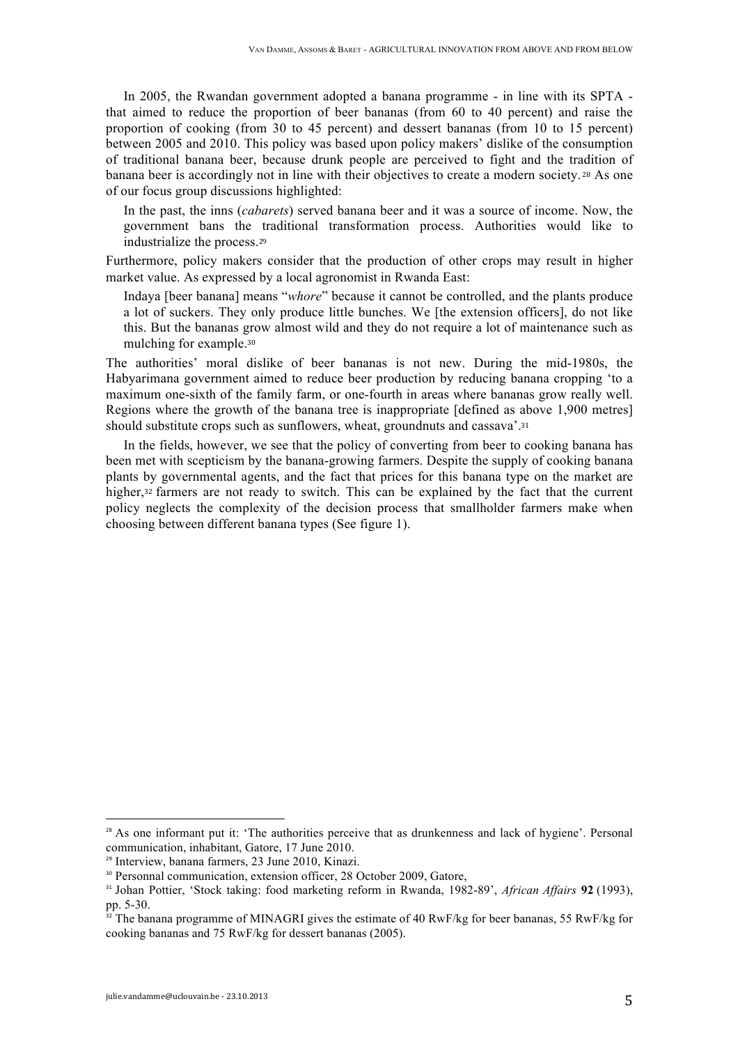In 2005, the Rwandan government adopted a banana programme - in line with its SPTA - that aimed to reduce the proportion of beer bananas (from 60 to 40 percent) and raise the proportion of cooking (from 30 to 45 percent) and dessert bananas (from 10 to 15 percent) between 2005 and 2010. This policy was based upon policy makers' dislike of the consumption of traditional banana beer, because drunk people are perceived to fight and the tradition of banana beer is accordingly not in line with their objectives to create a modern society.[28] As one of our focus group discussions highlighted:

> In the past, the inns (*cabarets*) served banana beer and it was a source of income. Now, the government bans the traditional transformation process. Authorities would like to industrialize the process.[29]

Furthermore, policy makers consider that the production of other crops may result in higher market value. As expressed by a local agronomist in Rwanda East:

> Indaya [beer banana] means "*whore*" because it cannot be controlled, and the plants produce a lot of suckers. They only produce little bunches. We [the extension officers], do not like this. But the bananas grow almost wild and they do not require a lot of maintenance such as mulching for example.[30]

The authorities' moral dislike of beer bananas is not new. During the mid-1980s, the Habyarimana government aimed to reduce beer production by reducing banana cropping 'to a maximum one-sixth of the family farm, or one-fourth in areas where bananas grow really well. Regions where the growth of the banana tree is inappropriate [defined as above 1,900 metres] should substitute crops such as sunflowers, wheat, groundnuts and cassava'.[31]

In the fields, however, we see that the policy of converting from beer to cooking banana has been met with scepticism by the banana-growing farmers. Despite the supply of cooking banana plants by governmental agents, and the fact that prices for this banana type on the market are higher,[32] farmers are not ready to switch. This can be explained by the fact that the current policy neglects the complexity of the decision process that smallholder farmers make when choosing between different banana types (See figure 1).

---

[28] As one informant put it: 'The authorities perceive that as drunkenness and lack of hygiene'. Personal communication, inhabitant, Gatore, 17 June 2010.

[29] Interview, banana farmers, 23 June 2010, Kinazi.

[30] Personnal communication, extension officer, 28 October 2009, Gatore,

[31] Johan Pottier, 'Stock taking: food marketing reform in Rwanda, 1982-89', *African Affairs* **92** (1993), pp. 5-30.

[32] The banana programme of MINAGRI gives the estimate of 40 RwF/kg for beer bananas, 55 RwF/kg for cooking bananas and 75 RwF/kg for dessert bananas (2005).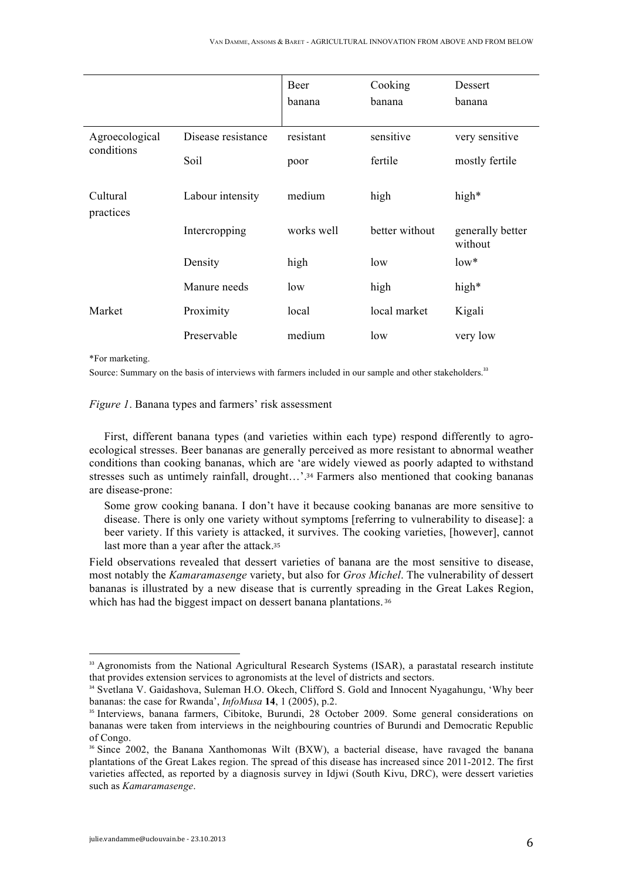| | | Beer banana | Cooking banana | Dessert banana |
| --- | --- | --- | --- | --- |
| Agroecological conditions | Disease resistance | resistant | sensitive | very sensitive |
| | Soil | poor | fertile | mostly fertile |
| Cultural practices | Labour intensity | medium | high | high* |
| | Intercropping | works well | better without | generally better without |
| | Density | high | low | low* |
| | Manure needs | low | high | high* |
| Market | Proximity | local | local market | Kigali |
| | Preservable | medium | low | very low |

*For marketing.

Source: Summary on the basis of interviews with farmers included in our sample and other stakeholders.[33]

*Figure 1*. Banana types and farmers' risk assessment

First, different banana types (and varieties within each type) respond differently to agro-ecological stresses. Beer bananas are generally perceived as more resistant to abnormal weather conditions than cooking bananas, which are 'are widely viewed as poorly adapted to withstand stresses such as untimely rainfall, drought…'.[34] Farmers also mentioned that cooking bananas are disease-prone:

> Some grow cooking banana. I don't have it because cooking bananas are more sensitive to disease. There is only one variety without symptoms [referring to vulnerability to disease]: a beer variety. If this variety is attacked, it survives. The cooking varieties, [however], cannot last more than a year after the attack.[35]

Field observations revealed that dessert varieties of banana are the most sensitive to disease, most notably the *Kamaramasenge* variety, but also for *Gros Michel*. The vulnerability of dessert bananas is illustrated by a new disease that is currently spreading in the Great Lakes Region, which has had the biggest impact on dessert banana plantations.[36]

---

[33] Agronomists from the National Agricultural Research Systems (ISAR), a parastatal research institute that provides extension services to agronomists at the level of districts and sectors.

[34] Svetlana V. Gaidashova, Suleman H.O. Okech, Clifford S. Gold and Innocent Nyagahungu, 'Why beer bananas: the case for Rwanda', *InfoMusa* **14**, 1 (2005), p.2.

[35] Interviews, banana farmers, Cibitoke, Burundi, 28 October 2009. Some general considerations on bananas were taken from interviews in the neighbouring countries of Burundi and Democratic Republic of Congo.

[36] Since 2002, the Banana Xanthomonas Wilt (BXW), a bacterial disease, have ravaged the banana plantations of the Great Lakes region. The spread of this disease has increased since 2011-2012. The first varieties affected, as reported by a diagnosis survey in Idjwi (South Kivu, DRC), were dessert varieties such as *Kamaramasenge*.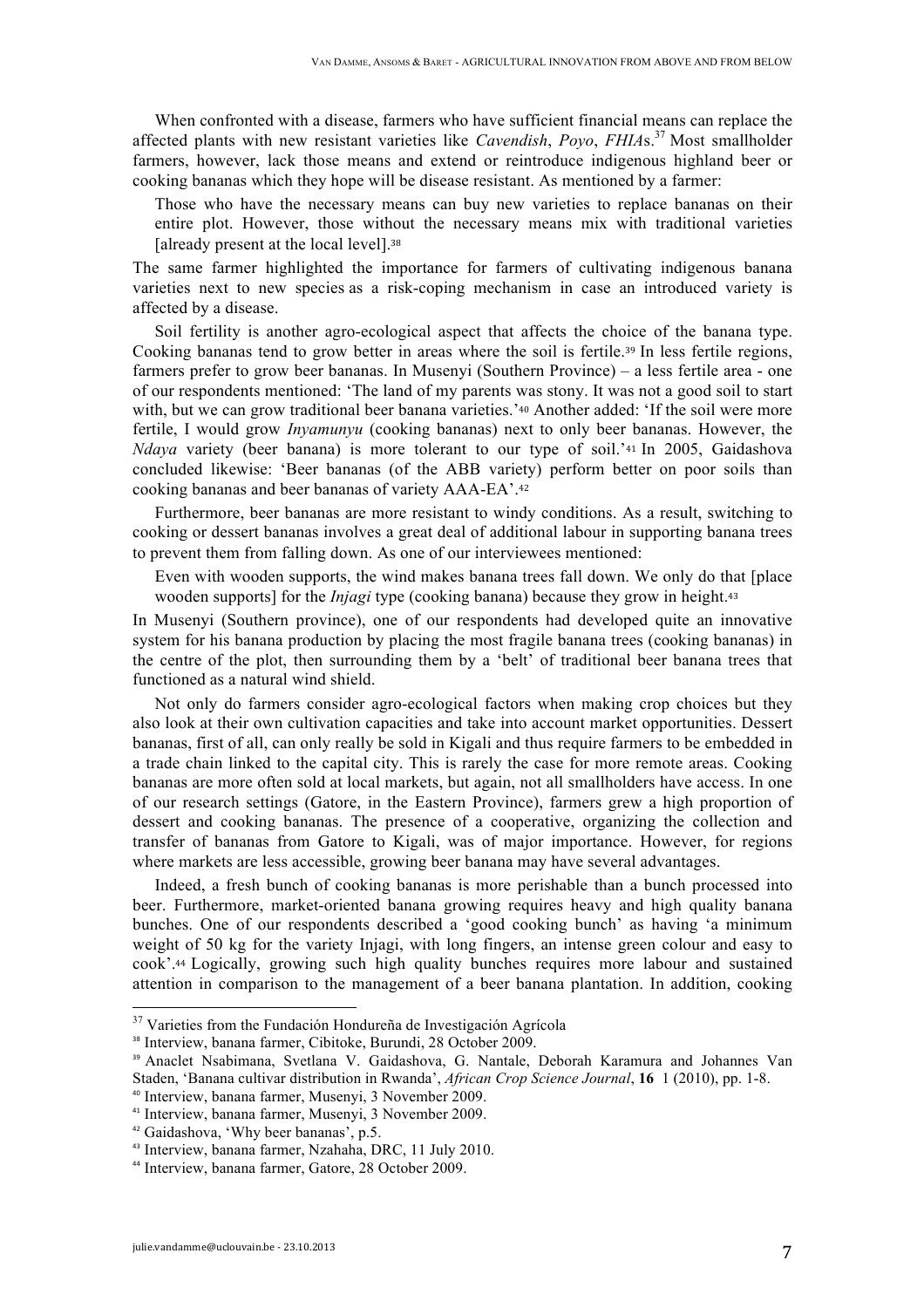When confronted with a disease, farmers who have sufficient financial means can replace the affected plants with new resistant varieties like *Cavendish*, *Poyo*, *FHIA*s.[37] Most smallholder farmers, however, lack those means and extend or reintroduce indigenous highland beer or cooking bananas which they hope will be disease resistant. As mentioned by a farmer:

> Those who have the necessary means can buy new varieties to replace bananas on their entire plot. However, those without the necessary means mix with traditional varieties [already present at the local level].[38]

The same farmer highlighted the importance for farmers of cultivating indigenous banana varieties next to new species as a risk-coping mechanism in case an introduced variety is affected by a disease.

Soil fertility is another agro-ecological aspect that affects the choice of the banana type. Cooking bananas tend to grow better in areas where the soil is fertile.[39] In less fertile regions, farmers prefer to grow beer bananas. In Musenyi (Southern Province) – a less fertile area - one of our respondents mentioned: 'The land of my parents was stony. It was not a good soil to start with, but we can grow traditional beer banana varieties.'[40] Another added: 'If the soil were more fertile, I would grow *Inyamunyu* (cooking bananas) next to only beer bananas. However, the *Ndaya* variety (beer banana) is more tolerant to our type of soil.'[41] In 2005, Gaidashova concluded likewise: 'Beer bananas (of the ABB variety) perform better on poor soils than cooking bananas and beer bananas of variety AAA-EA'.[42]

Furthermore, beer bananas are more resistant to windy conditions. As a result, switching to cooking or dessert bananas involves a great deal of additional labour in supporting banana trees to prevent them from falling down. As one of our interviewees mentioned:

> Even with wooden supports, the wind makes banana trees fall down. We only do that [place wooden supports] for the *Injagi* type (cooking banana) because they grow in height.[43]

In Musenyi (Southern province), one of our respondents had developed quite an innovative system for his banana production by placing the most fragile banana trees (cooking bananas) in the centre of the plot, then surrounding them by a 'belt' of traditional beer banana trees that functioned as a natural wind shield.

Not only do farmers consider agro-ecological factors when making crop choices but they also look at their own cultivation capacities and take into account market opportunities. Dessert bananas, first of all, can only really be sold in Kigali and thus require farmers to be embedded in a trade chain linked to the capital city. This is rarely the case for more remote areas. Cooking bananas are more often sold at local markets, but again, not all smallholders have access. In one of our research settings (Gatore, in the Eastern Province), farmers grew a high proportion of dessert and cooking bananas. The presence of a cooperative, organizing the collection and transfer of bananas from Gatore to Kigali, was of major importance. However, for regions where markets are less accessible, growing beer banana may have several advantages.

Indeed, a fresh bunch of cooking bananas is more perishable than a bunch processed into beer. Furthermore, market-oriented banana growing requires heavy and high quality banana bunches. One of our respondents described a 'good cooking bunch' as having 'a minimum weight of 50 kg for the variety Injagi, with long fingers, an intense green colour and easy to cook'.[44] Logically, growing such high quality bunches requires more labour and sustained attention in comparison to the management of a beer banana plantation. In addition, cooking

---

[37] Varieties from the Fundación Hondureña de Investigación Agrícola

[38] Interview, banana farmer, Cibitoke, Burundi, 28 October 2009.

[39] Anaclet Nsabimana, Svetlana V. Gaidashova, G. Nantale, Deborah Karamura and Johannes Van Staden, 'Banana cultivar distribution in Rwanda', *African Crop Science Journal*, **16** 1 (2010), pp. 1-8.

[40] Interview, banana farmer, Musenyi, 3 November 2009.

[41] Interview, banana farmer, Musenyi, 3 November 2009.

[42] Gaidashova, 'Why beer bananas', p.5.

[43] Interview, banana farmer, Nzahaha, DRC, 11 July 2010.

[44] Interview, banana farmer, Gatore, 28 October 2009.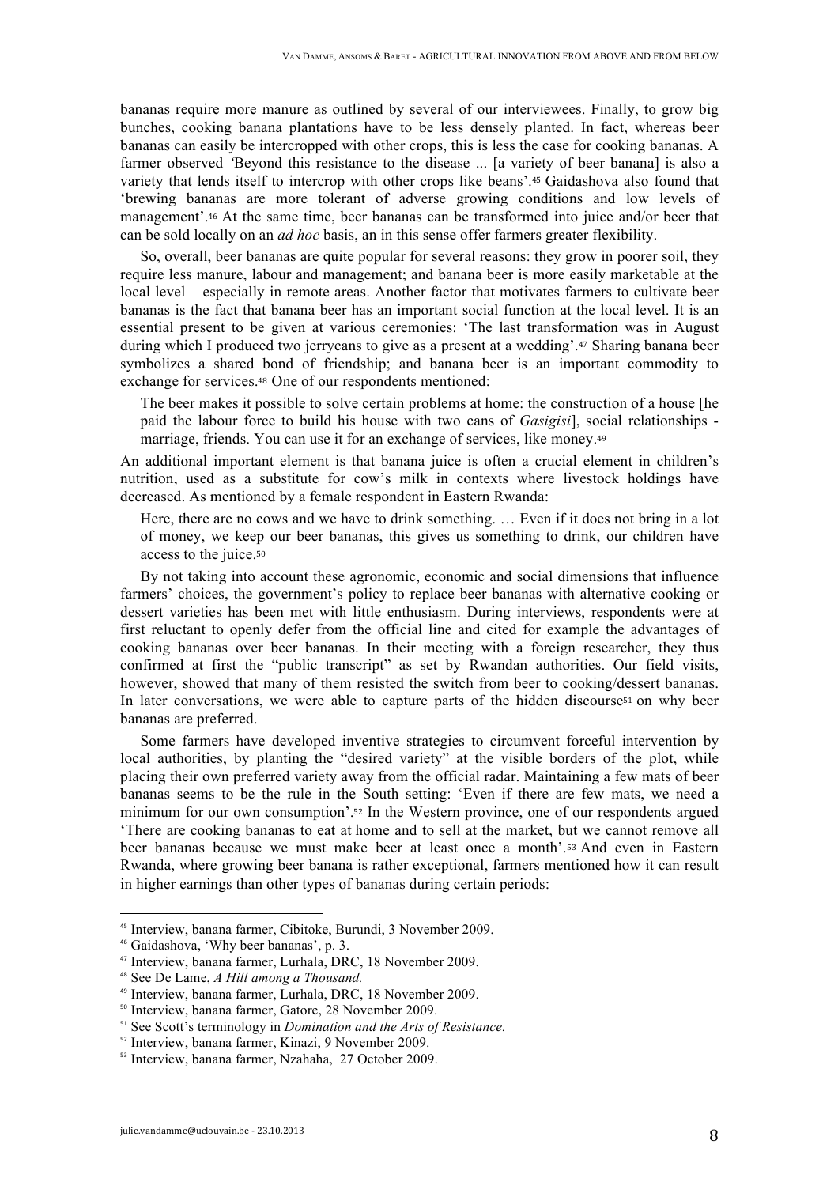bananas require more manure as outlined by several of our interviewees. Finally, to grow big bunches, cooking banana plantations have to be less densely planted. In fact, whereas beer bananas can easily be intercropped with other crops, this is less the case for cooking bananas. A farmer observed *'*Beyond this resistance to the disease ... [a variety of beer banana] is also a variety that lends itself to intercrop with other crops like beans'.[45] Gaidashova also found that 'brewing bananas are more tolerant of adverse growing conditions and low levels of management'.[46] At the same time, beer bananas can be transformed into juice and/or beer that can be sold locally on an *ad hoc* basis, an in this sense offer farmers greater flexibility.

So, overall, beer bananas are quite popular for several reasons: they grow in poorer soil, they require less manure, labour and management; and banana beer is more easily marketable at the local level – especially in remote areas. Another factor that motivates farmers to cultivate beer bananas is the fact that banana beer has an important social function at the local level. It is an essential present to be given at various ceremonies: 'The last transformation was in August during which I produced two jerrycans to give as a present at a wedding'.[47] Sharing banana beer symbolizes a shared bond of friendship; and banana beer is an important commodity to exchange for services.[48] One of our respondents mentioned:

> The beer makes it possible to solve certain problems at home: the construction of a house [he paid the labour force to build his house with two cans of *Gasigisi*], social relationships - marriage, friends. You can use it for an exchange of services, like money.[49]

An additional important element is that banana juice is often a crucial element in children's nutrition, used as a substitute for cow's milk in contexts where livestock holdings have decreased. As mentioned by a female respondent in Eastern Rwanda:

> Here, there are no cows and we have to drink something. … Even if it does not bring in a lot of money, we keep our beer bananas, this gives us something to drink, our children have access to the juice.[50]

By not taking into account these agronomic, economic and social dimensions that influence farmers' choices, the government's policy to replace beer bananas with alternative cooking or dessert varieties has been met with little enthusiasm. During interviews, respondents were at first reluctant to openly defer from the official line and cited for example the advantages of cooking bananas over beer bananas. In their meeting with a foreign researcher, they thus confirmed at first the "public transcript" as set by Rwandan authorities. Our field visits, however, showed that many of them resisted the switch from beer to cooking/dessert bananas. In later conversations, we were able to capture parts of the hidden discourse[51] on why beer bananas are preferred.

Some farmers have developed inventive strategies to circumvent forceful intervention by local authorities, by planting the "desired variety" at the visible borders of the plot, while placing their own preferred variety away from the official radar. Maintaining a few mats of beer bananas seems to be the rule in the South setting: 'Even if there are few mats, we need a minimum for our own consumption'.[52] In the Western province, one of our respondents argued 'There are cooking bananas to eat at home and to sell at the market, but we cannot remove all beer bananas because we must make beer at least once a month'.[53] And even in Eastern Rwanda, where growing beer banana is rather exceptional, farmers mentioned how it can result in higher earnings than other types of bananas during certain periods:

---

[45] Interview, banana farmer, Cibitoke, Burundi, 3 November 2009.

[46] Gaidashova, 'Why beer bananas', p. 3.

[47] Interview, banana farmer, Lurhala, DRC, 18 November 2009.

[48] See De Lame, *A Hill among a Thousand.*

[49] Interview, banana farmer, Lurhala, DRC, 18 November 2009.

[50] Interview, banana farmer, Gatore, 28 November 2009.

[51] See Scott's terminology in *Domination and the Arts of Resistance.*

[52] Interview, banana farmer, Kinazi, 9 November 2009.

[53] Interview, banana farmer, Nzahaha, 27 October 2009.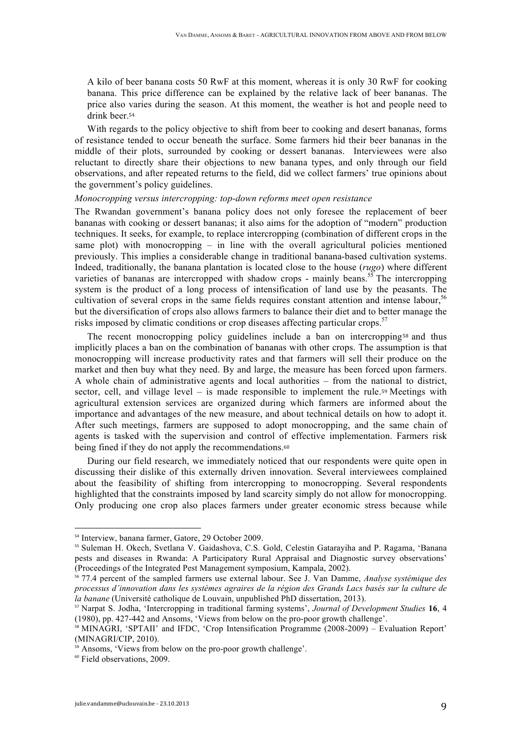> A kilo of beer banana costs 50 RwF at this moment, whereas it is only 30 RwF for cooking banana. This price difference can be explained by the relative lack of beer bananas. The price also varies during the season. At this moment, the weather is hot and people need to drink beer.[54]

With regards to the policy objective to shift from beer to cooking and desert bananas, forms of resistance tended to occur beneath the surface. Some farmers hid their beer bananas in the middle of their plots, surrounded by cooking or dessert bananas. Interviewees were also reluctant to directly share their objections to new banana types, and only through our field observations, and after repeated returns to the field, did we collect farmers' true opinions about the government's policy guidelines.

*Monocropping versus intercropping: top-down reforms meet open resistance*

The Rwandan government's banana policy does not only foresee the replacement of beer bananas with cooking or dessert bananas; it also aims for the adoption of "modern" production techniques. It seeks, for example, to replace intercropping (combination of different crops in the same plot) with monocropping – in line with the overall agricultural policies mentioned previously. This implies a considerable change in traditional banana-based cultivation systems. Indeed, traditionally, the banana plantation is located close to the house (*rugo*) where different varieties of bananas are intercropped with shadow crops - mainly beans.[55] The intercropping system is the product of a long process of intensification of land use by the peasants. The cultivation of several crops in the same fields requires constant attention and intense labour,[56] but the diversification of crops also allows farmers to balance their diet and to better manage the risks imposed by climatic conditions or crop diseases affecting particular crops.[57]

The recent monocropping policy guidelines include a ban on intercropping[58] and thus implicitly places a ban on the combination of bananas with other crops. The assumption is that monocropping will increase productivity rates and that farmers will sell their produce on the market and then buy what they need. By and large, the measure has been forced upon farmers. A whole chain of administrative agents and local authorities – from the national to district, sector, cell, and village level – is made responsible to implement the rule.[59] Meetings with agricultural extension services are organized during which farmers are informed about the importance and advantages of the new measure, and about technical details on how to adopt it. After such meetings, farmers are supposed to adopt monocropping, and the same chain of agents is tasked with the supervision and control of effective implementation. Farmers risk being fined if they do not apply the recommendations.[60]

During our field research, we immediately noticed that our respondents were quite open in discussing their dislike of this externally driven innovation. Several interviewees complained about the feasibility of shifting from intercropping to monocropping. Several respondents highlighted that the constraints imposed by land scarcity simply do not allow for monocropping. Only producing one crop also places farmers under greater economic stress because while

---

[54] Interview, banana farmer, Gatore, 29 October 2009.

[55] Suleman H. Okech, Svetlana V. Gaidashova, C.S. Gold, Celestin Gatarayiha and P. Ragama, 'Banana pests and diseases in Rwanda: A Participatory Rural Appraisal and Diagnostic survey observations' (Proceedings of the Integrated Pest Management symposium, Kampala, 2002).

[56] 77.4 percent of the sampled farmers use external labour. See J. Van Damme, *Analyse systémique des processus d'innovation dans les systèmes agraires de la région des Grands Lacs basés sur la culture de la banane* (Université catholique de Louvain, unpublished PhD dissertation, 2013).

[57] Narpat S. Jodha, 'Intercropping in traditional farming systems', *Journal of Development Studies* **16**, 4 (1980), pp. 427-442 and Ansoms, 'Views from below on the pro-poor growth challenge'.

[58] MINAGRI, 'SPTAII' and IFDC, 'Crop Intensification Programme (2008-2009) – Evaluation Report' (MINAGRI/CIP, 2010).

[59] Ansoms, 'Views from below on the pro-poor growth challenge'.

[60] Field observations, 2009.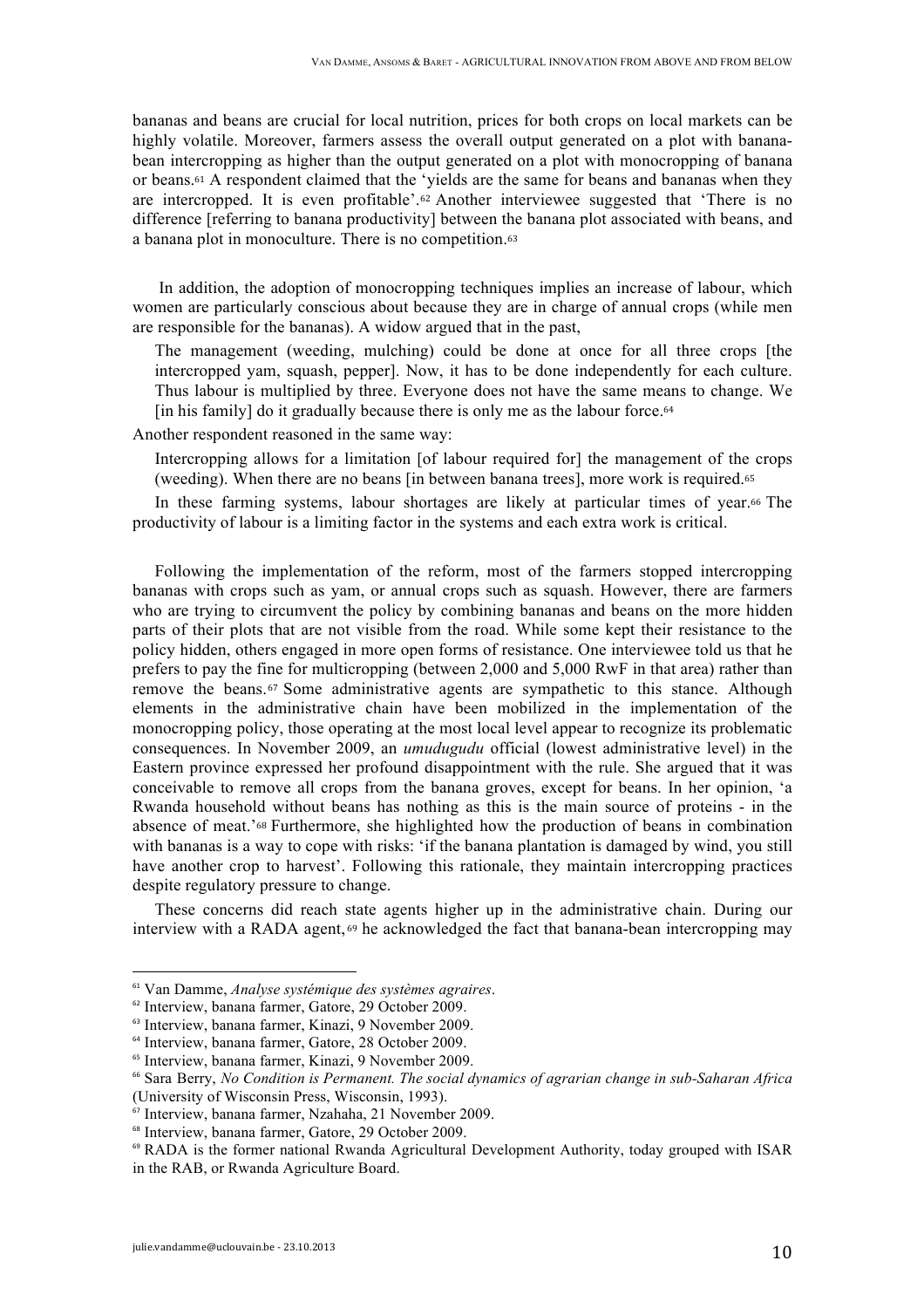bananas and beans are crucial for local nutrition, prices for both crops on local markets can be highly volatile. Moreover, farmers assess the overall output generated on a plot with banana-bean intercropping as higher than the output generated on a plot with monocropping of banana or beans.[61] A respondent claimed that the 'yields are the same for beans and bananas when they are intercropped. It is even profitable'.[62] Another interviewee suggested that 'There is no difference [referring to banana productivity] between the banana plot associated with beans, and a banana plot in monoculture. There is no competition.[63]

In addition, the adoption of monocropping techniques implies an increase of labour, which women are particularly conscious about because they are in charge of annual crops (while men are responsible for the bananas). A widow argued that in the past,

> The management (weeding, mulching) could be done at once for all three crops [the intercropped yam, squash, pepper]. Now, it has to be done independently for each culture. Thus labour is multiplied by three. Everyone does not have the same means to change. We [in his family] do it gradually because there is only me as the labour force.[64]

Another respondent reasoned in the same way:

> Intercropping allows for a limitation [of labour required for] the management of the crops (weeding). When there are no beans [in between banana trees], more work is required.[65]

In these farming systems, labour shortages are likely at particular times of year.[66] The productivity of labour is a limiting factor in the systems and each extra work is critical.

Following the implementation of the reform, most of the farmers stopped intercropping bananas with crops such as yam, or annual crops such as squash, pepper. However, there are farmers who are trying to circumvent the policy by combining bananas and beans on the more hidden parts of their plots that are not visible from the road. While some kept their resistance to the policy hidden, others engaged in more open forms of resistance. One interviewee told us that he prefers to pay the fine for multicropping (between 2,000 and 5,000 RwF in that area) rather than remove the beans.[67] Some administrative agents are sympathetic to this stance. Although elements in the administrative chain have been mobilized in the implementation of the monocropping policy, those operating at the most local level appear to recognize its problematic consequences. In November 2009, an *umudugudu* official (lowest administrative level) in the Eastern province expressed her profound disappointment with the rule. She argued that it was conceivable to remove all crops from the banana groves, except for beans. In her opinion, 'a Rwanda household without beans has nothing as this is the main source of proteins - in the absence of meat.'[68] Furthermore, she highlighted how the production of beans in combination with bananas is a way to cope with risks: 'if the banana plantation is damaged by wind, you still have another crop to harvest'. Following this rationale, they maintain intercropping practices despite regulatory pressure to change.

These concerns did reach state agents higher up in the administrative chain. During our interview with a RADA agent,[69] he acknowledged the fact that banana-bean intercropping may

---

[61] Van Damme, *Analyse systémique des systèmes agraires*.

[62] Interview, banana farmer, Gatore, 29 October 2009.

[63] Interview, banana farmer, Kinazi, 9 November 2009.

[64] Interview, banana farmer, Gatore, 28 October 2009.

[65] Interview, banana farmer, Kinazi, 9 November 2009.

[66] Sara Berry, *No Condition is Permanent. The social dynamics of agrarian change in sub-Saharan Africa* (University of Wisconsin Press, Wisconsin, 1993).

[67] Interview, banana farmer, Nzahaha, 21 November 2009.

[68] Interview, banana farmer, Gatore, 29 October 2009.

[69] RADA is the former national Rwanda Agricultural Development Authority, today grouped with ISAR in the RAB, or Rwanda Agriculture Board.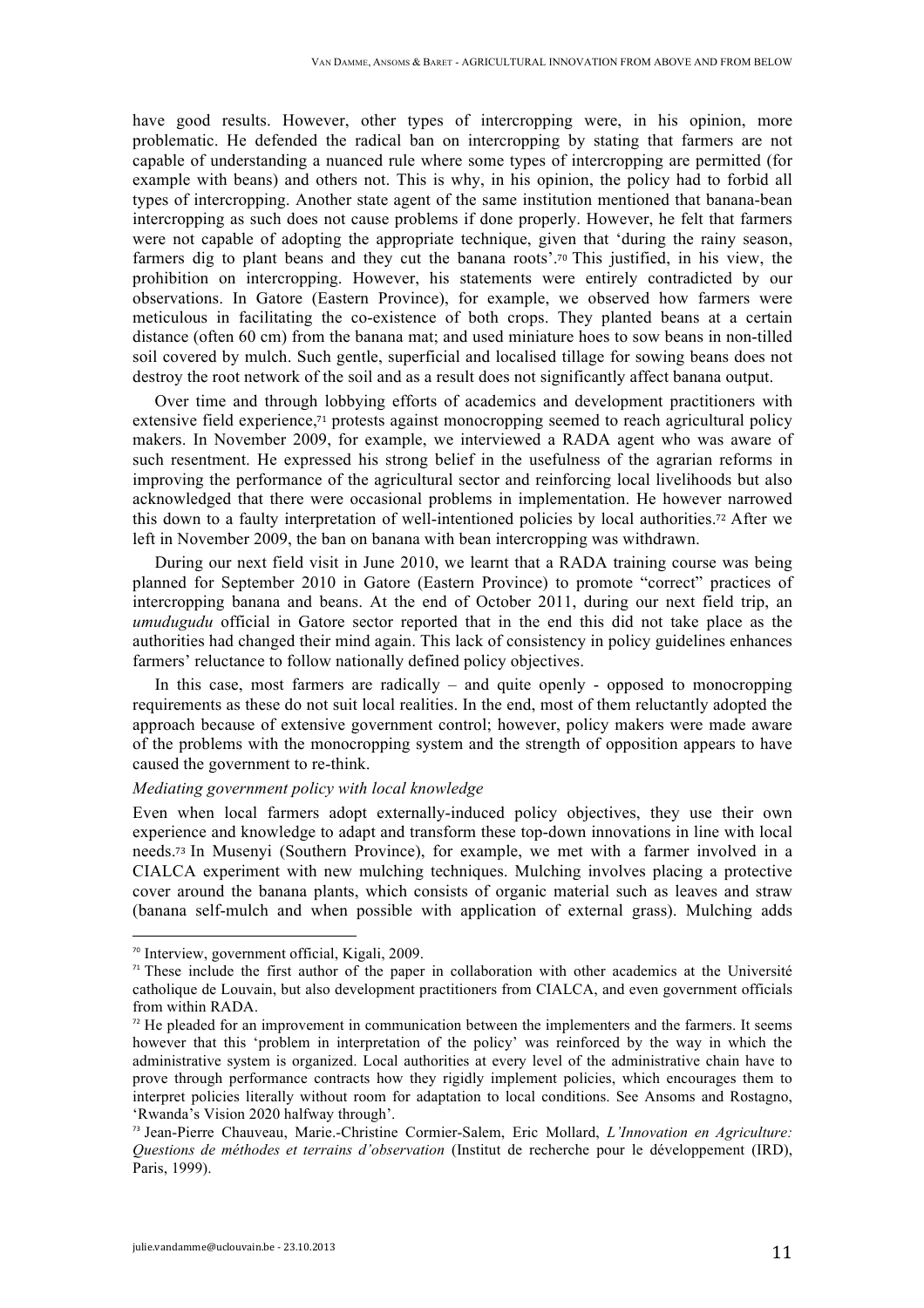have good results. However, other types of intercropping were, in his opinion, more problematic. He defended the radical ban on intercropping by stating that farmers are not capable of understanding a nuanced rule where some types of intercropping are permitted (for example with beans) and others not. This is why, in his opinion, the policy had to forbid all types of intercropping. Another state agent of the same institution mentioned that banana-bean intercropping as such does not cause problems if done properly. However, he felt that farmers were not capable of adopting the appropriate technique, given that 'during the rainy season, farmers dig to plant beans and they cut the banana roots'.[70] This justified, in his view, the prohibition on intercropping. However, his statements were entirely contradicted by our observations. In Gatore (Eastern Province), for example, we observed how farmers were meticulous in facilitating the co-existence of both crops. They planted beans at a certain distance (often 60 cm) from the banana mat; and used miniature hoes to sow beans in non-tilled soil covered by mulch. Such gentle, superficial and localised tillage for sowing beans does not destroy the root network of the soil and as a result does not significantly affect banana output.

Over time and through lobbying efforts of academics and development practitioners with extensive field experience,[71] protests against monocropping seemed to reach agricultural policy makers. In November 2009, for example, we interviewed a RADA agent who was aware of such resentment. He expressed his strong belief in the usefulness of the agrarian reforms in improving the performance of the agricultural sector and reinforcing local livelihoods but also acknowledged that there were occasional problems in implementation. He however narrowed this down to a faulty interpretation of well-intentioned policies by local authorities.[72] After we left in November 2009, the ban on banana with bean intercropping was withdrawn.

During our next field visit in June 2010, we learnt that a RADA training course was being planned for September 2010 in Gatore (Eastern Province) to promote "correct" practices of intercropping banana and beans. At the end of October 2011, during our next field trip, an *umudugudu* official in Gatore sector reported that in the end this did not take place as the authorities had changed their mind again. This lack of consistency in policy guidelines enhances farmers' reluctance to follow nationally defined policy objectives.

In this case, most farmers are radically – and quite openly - opposed to monocropping requirements as these do not suit local realities. In the end, most of them reluctantly adopted the approach because of extensive government control; however, policy makers were made aware of the problems with the monocropping system and the strength of opposition appears to have caused the government to re-think.

*Mediating government policy with local knowledge*

Even when local farmers adopt externally-induced policy objectives, they use their own experience and knowledge to adapt and transform these top-down innovations in line with local needs.[73] In Musenyi (Southern Province), for example, we met with a farmer involved in a CIALCA experiment with new mulching techniques. Mulching involves placing a protective cover around the banana plants, which consists of organic material such as leaves and straw (banana self-mulch and when possible with application of external grass). Mulching adds

---

[70] Interview, government official, Kigali, 2009.

[71] These include the first author of the paper in collaboration with other academics at the Université catholique de Louvain, but also development practitioners from CIALCA, and even government officials from within RADA.

[72] He pleaded for an improvement in communication between the implementers and the farmers. It seems however that this 'problem in interpretation of the policy' was reinforced by the way in which the administrative system is organized. Local authorities at every level of the administrative chain have to prove through performance contracts how they rigidly implement policies, which encourages them to interpret policies literally without room for adaptation to local conditions. See Ansoms and Rostagno, 'Rwanda's Vision 2020 halfway through'.

[73] Jean-Pierre Chauveau, Marie.-Christine Cormier-Salem, Eric Mollard, *L'Innovation en Agriculture: Questions de méthodes et terrains d'observation* (Institut de recherche pour le développement (IRD), Paris, 1999).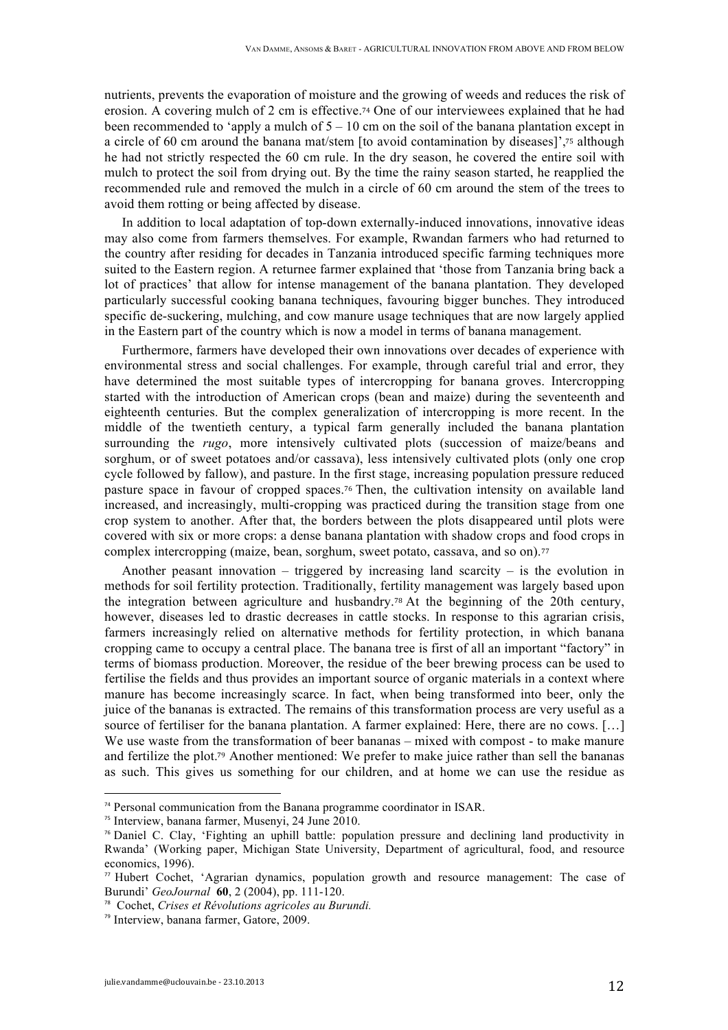nutrients, prevents the evaporation of moisture and the growing of weeds and reduces the risk of erosion. A covering mulch of 2 cm is effective.[74] One of our interviewees explained that he had been recommended to 'apply a mulch of 5 – 10 cm on the soil of the banana plantation except in a circle of 60 cm around the banana mat/stem [to avoid contamination by diseases]',[75] although he had not strictly respected the 60 cm rule. In the dry season, he covered the entire soil with mulch to protect the soil from drying out. By the time the rainy season started, he reapplied the recommended rule and removed the mulch in a circle of 60 cm around the stem of the trees to avoid them rotting or being affected by disease.

In addition to local adaptation of top-down externally-induced innovations, innovative ideas may also come from farmers themselves. For example, Rwandan farmers who had returned to the country after residing for decades in Tanzania introduced specific farming techniques more suited to the Eastern region. A returnee farmer explained that 'those from Tanzania bring back a lot of practices' that allow for intense management of the banana plantation. They developed particularly successful cooking banana techniques, favouring bigger bunches. They introduced specific de-suckering, mulching, and cow manure usage techniques that are now largely applied in the Eastern part of the country which is now a model in terms of banana management.

Furthermore, farmers have developed their own innovations over decades of experience with environmental stress and social challenges. For example, through careful trial and error, they have determined the most suitable types of intercropping for banana groves. Intercropping started with the introduction of American crops (bean and maize) during the seventeenth and eighteenth centuries. But the complex generalization of intercropping is more recent. In the middle of the twentieth century, a typical farm generally included the banana plantation surrounding the *rugo*, more intensively cultivated plots (succession of maize/beans and sorghum, or of sweet potatoes and/or cassava), less intensively cultivated plots (only one crop cycle followed by fallow), and pasture. In the first stage, increasing population pressure reduced pasture space in favour of cropped spaces.[76] Then, the cultivation intensity on available land increased, and increasingly, multi-cropping was practiced during the transition stage from one crop system to another. After that, the borders between the plots disappeared until plots were covered with six or more crops: a dense banana plantation with shadow crops and food crops in complex intercropping (maize, bean, sorghum, sweet potato, cassava, and so on).[77]

Another peasant innovation – triggered by increasing land scarcity – is the evolution in methods for soil fertility protection. Traditionally, fertility management was largely based upon the integration between agriculture and husbandry.[78] At the beginning of the 20th century, however, diseases led to drastic decreases in cattle stocks. In response to this agrarian crisis, farmers increasingly relied on alternative methods for fertility protection, in which banana cropping came to occupy a central place. The banana tree is first of all an important "factory" in terms of biomass production. Moreover, the residue of the beer brewing process can be used to fertilise the fields and thus provides an important source of organic materials in a context where manure has become increasingly scarce. In fact, when being transformed into beer, only the juice of the bananas is extracted. The remains of this transformation process are very useful as a source of fertiliser for the banana plantation. A farmer explained: Here, there are no cows. […] We use waste from the transformation of beer bananas – mixed with compost - to make manure and fertilize the plot.[79] Another mentioned: We prefer to make juice rather than sell the bananas as such. This gives us something for our children, and at home we can use the residue as

---

[74] Personal communication from the Banana programme coordinator in ISAR.

[75] Interview, banana farmer, Musenyi, 24 June 2010.

[76] Daniel C. Clay, 'Fighting an uphill battle: population pressure and declining land productivity in Rwanda' (Working paper, Michigan State University, Department of agricultural, food, and resource economics, 1996).

[77] Hubert Cochet, 'Agrarian dynamics, population growth and resource management: The case of Burundi' *GeoJournal* **60**, 2 (2004), pp. 111-120.

[78] Cochet, *Crises et Révolutions agricoles au Burundi.*

[79] Interview, banana farmer, Gatore, 2009.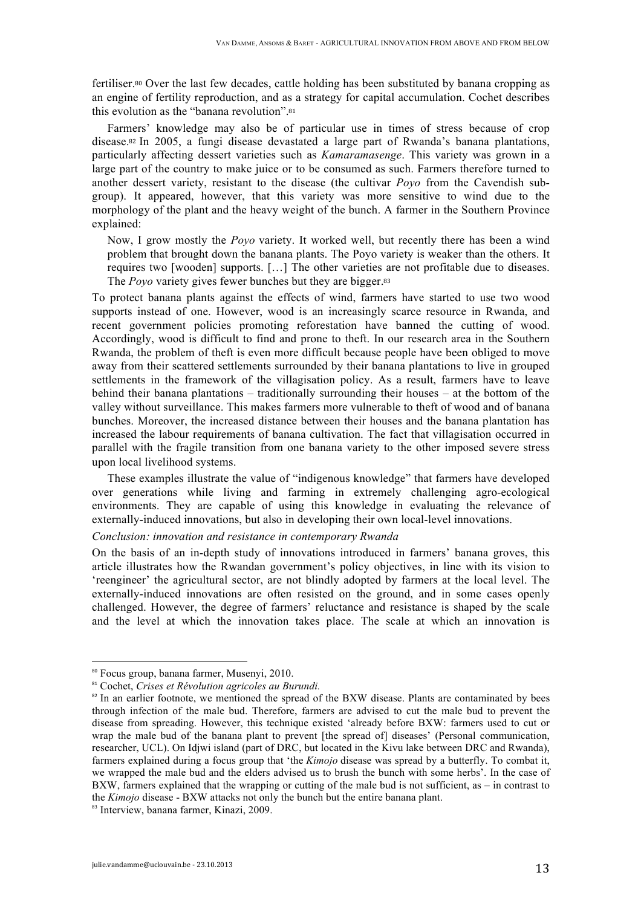fertiliser.[80] Over the last few decades, cattle holding has been substituted by banana cropping as an engine of fertility reproduction, and as a strategy for capital accumulation. Cochet describes this evolution as the "banana revolution".[81]

Farmers' knowledge may also be of particular use in times of stress because of crop disease.[82] In 2005, a fungi disease devastated a large part of Rwanda's banana plantations, particularly affecting dessert varieties such as *Kamaramasenge*. This variety was grown in a large part of the country to make juice or to be consumed as such. Farmers therefore turned to another dessert variety, resistant to the disease (the cultivar *Poyo* from the Cavendish sub-group). It appeared, however, that this variety was more sensitive to wind due to the morphology of the plant and the heavy weight of the bunch. A farmer in the Southern Province explained:

> Now, I grow mostly the *Poyo* variety. It worked well, but recently there has been a wind problem that brought down the banana plants. The Poyo variety is weaker than the others. It requires two [wooden] supports. […] The other varieties are not profitable due to diseases. The *Poyo* variety gives fewer bunches but they are bigger.[83]

To protect banana plants against the effects of wind, farmers have started to use two wood supports instead of one. However, wood is an increasingly scarce resource in Rwanda, and recent government policies promoting reforestation have banned the cutting of wood. Accordingly, wood is difficult to find and prone to theft. In our research area in the Southern Rwanda, the problem of theft is even more difficult because people have been obliged to move away from their scattered settlements surrounded by their banana plantations to live in grouped settlements in the framework of the villagisation policy. As a result, farmers have to leave behind their banana plantations – traditionally surrounding their houses – at the bottom of the valley without surveillance. This makes farmers more vulnerable to theft of wood and of banana bunches. Moreover, the increased distance between their houses and the banana plantation has increased the labour requirements of banana cultivation. The fact that villagisation occurred in parallel with the fragile transition from one banana variety to the other imposed severe stress upon local livelihood systems.

These examples illustrate the value of "indigenous knowledge" that farmers have developed over generations while living and farming in extremely challenging agro-ecological environments. They are capable of using this knowledge in evaluating the relevance of externally-induced innovations, but also in developing their own local-level innovations.

*Conclusion: innovation and resistance in contemporary Rwanda*

On the basis of an in-depth study of innovations introduced in farmers' banana groves, this article illustrates how the Rwandan government's policy objectives, in line with its vision to 'reengineer' the agricultural sector, are not blindly adopted by farmers at the local level. The externally-induced innovations are often resisted on the ground, and in some cases openly challenged. However, the degree of farmers' reluctance and resistance is shaped by the scale and the level at which the innovation takes place. The scale at which an innovation is

---

[80] Focus group, banana farmer, Musenyi, 2010.

[81] Cochet, *Crises et Révolution agricoles au Burundi.*

[82] In an earlier footnote, we mentioned the spread of the BXW disease. Plants are contaminated by bees through infection of the male bud. Therefore, farmers are advised to cut the male bud to prevent the disease from spreading. However, this technique existed 'already before BXW: farmers used to cut or wrap the male bud of the banana plant to prevent [the spread of] diseases' (Personal communication, researcher, UCL). On Idjwi island (part of DRC, but located in the Kivu lake between DRC and Rwanda), farmers explained during a focus group that 'the *Kimojo* disease was spread by a butterfly. To combat it, we wrapped the male bud and the elders advised us to brush the bunch with some herbs'. In the case of BXW, farmers explained that the wrapping or cutting of the male bud is not sufficient, as – in contrast to the *Kimojo* disease - BXW attacks not only the bunch but the entire banana plant.

[83] Interview, banana farmer, Kinazi, 2009.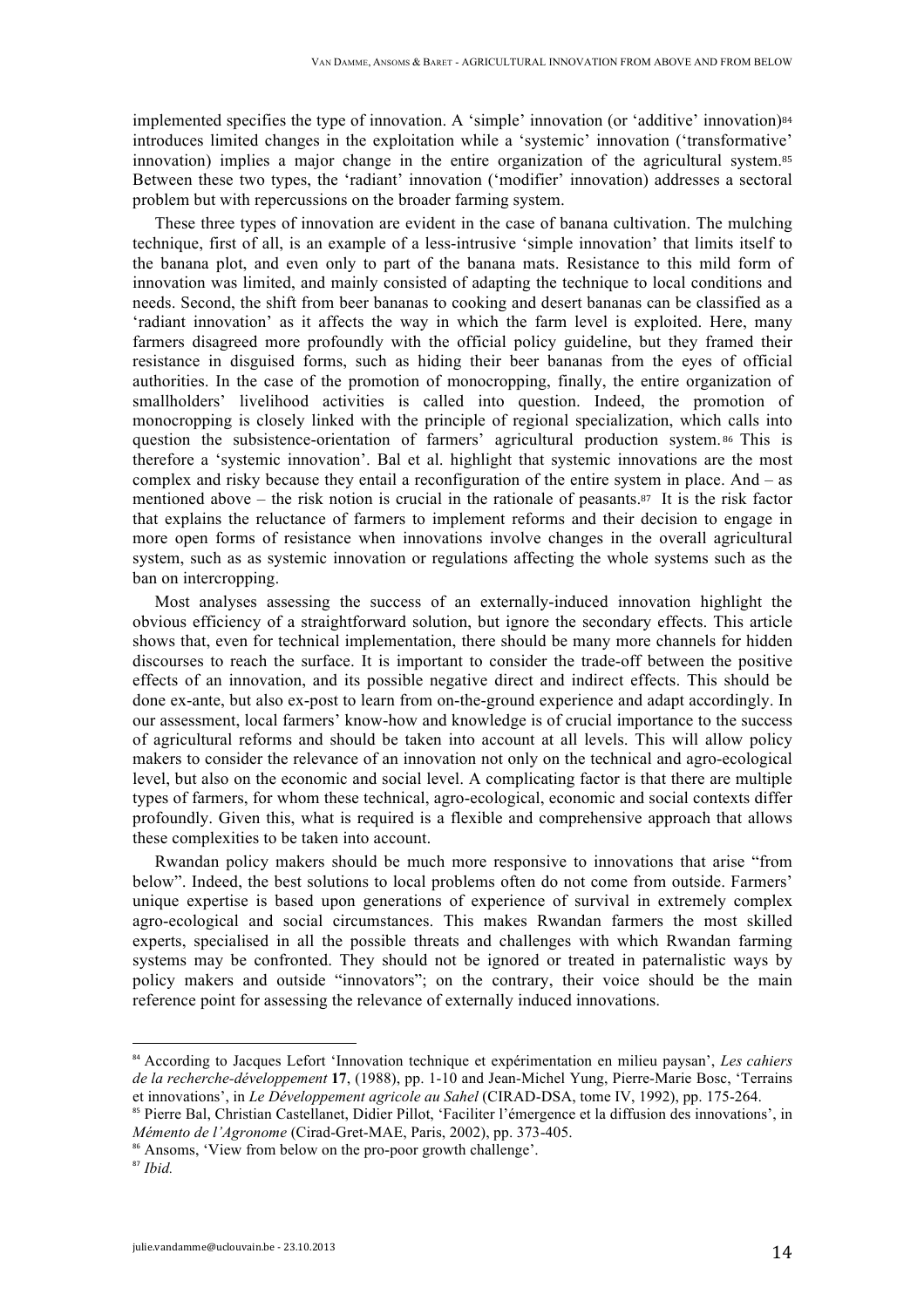implemented specifies the type of innovation. A 'simple' innovation (or 'additive' innovation)[84] introduces limited changes in the exploitation while a 'systemic' innovation ('transformative' innovation) implies a major change in the entire organization of the agricultural system.[85] Between these two types, the 'radiant' innovation ('modifier' innovation) addresses a sectoral problem but with repercussions on the broader farming system.

These three types of innovation are evident in the case of banana cultivation. The mulching technique, first of all, is an example of a less-intrusive 'simple innovation' that limits itself to the banana plot, and even only to part of the banana mats. Resistance to this mild form of innovation was limited, and mainly consisted of adapting the technique to local conditions and needs. Second, the shift from beer bananas to cooking and desert bananas can be classified as a 'radiant innovation' as it affects the way in which the farm level is exploited. Here, many farmers disagreed more profoundly with the official policy guideline, but they framed their resistance in disguised forms, such as hiding their beer bananas from the eyes of official authorities. In the case of the promotion of monocropping, finally, the entire organization of smallholders' livelihood activities is called into question. Indeed, the promotion of monocropping is closely linked with the principle of regional specialization, which calls into question the subsistence-orientation of farmers' agricultural production system.[86] This is therefore a 'systemic innovation'. Bal et al. highlight that systemic innovations are the most complex and risky because they entail a reconfiguration of the entire system in place. And – as mentioned above – the risk notion is crucial in the rationale of peasants.[87] It is the risk factor that explains the reluctance of farmers to implement reforms and their decision to engage in more open forms of resistance when innovations involve changes in the overall agricultural system, such as as systemic innovation or regulations affecting the whole systems such as the ban on intercropping.

Most analyses assessing the success of an externally-induced innovation highlight the obvious efficiency of a straightforward solution, but ignore the secondary effects. This article shows that, even for technical implementation, there should be many more channels for hidden discourses to reach the surface. It is important to consider the trade-off between the positive effects of an innovation, and its possible negative direct and indirect effects. This should be done ex-ante, but also ex-post to learn from on-the-ground experience and adapt accordingly. In our assessment, local farmers' know-how and knowledge is of crucial importance to the success of agricultural reforms and should be taken into account at all levels. This will allow policy makers to consider the relevance of an innovation not only on the technical and agro-ecological level, but also on the economic and social level. A complicating factor is that there are multiple types of farmers, for whom these technical, agro-ecological, economic and social contexts differ profoundly. Given this, what is required is a flexible and comprehensive approach that allows these complexities to be taken into account.

Rwandan policy makers should be much more responsive to innovations that arise "from below". Indeed, the best solutions to local problems often do not come from outside. Farmers' unique expertise is based upon generations of experience of survival in extremely complex agro-ecological and social circumstances. This makes Rwandan farmers the most skilled experts, specialised in all the possible threats and challenges with which Rwandan farming systems may be confronted. They should not be ignored or treated in paternalistic ways by policy makers and outside "innovators"; on the contrary, their voice should be the main reference point for assessing the relevance of externally induced innovations.

---

[84] According to Jacques Lefort 'Innovation technique et expérimentation en milieu paysan', *Les cahiers de la recherche-développement* **17**, (1988), pp. 1-10 and Jean-Michel Yung, Pierre-Marie Bosc, 'Terrains et innovations', in *Le Développement agricole au Sahel* (CIRAD-DSA, tome IV, 1992), pp. 175-264.

[85] Pierre Bal, Christian Castellanet, Didier Pillot, 'Faciliter l'émergence et la diffusion des innovations', in *Mémento de l'Agronome* (Cirad-Gret-MAE, Paris, 2002), pp. 373-405.

[86] Ansoms, 'View from below on the pro-poor growth challenge'.

[87] *Ibid.*